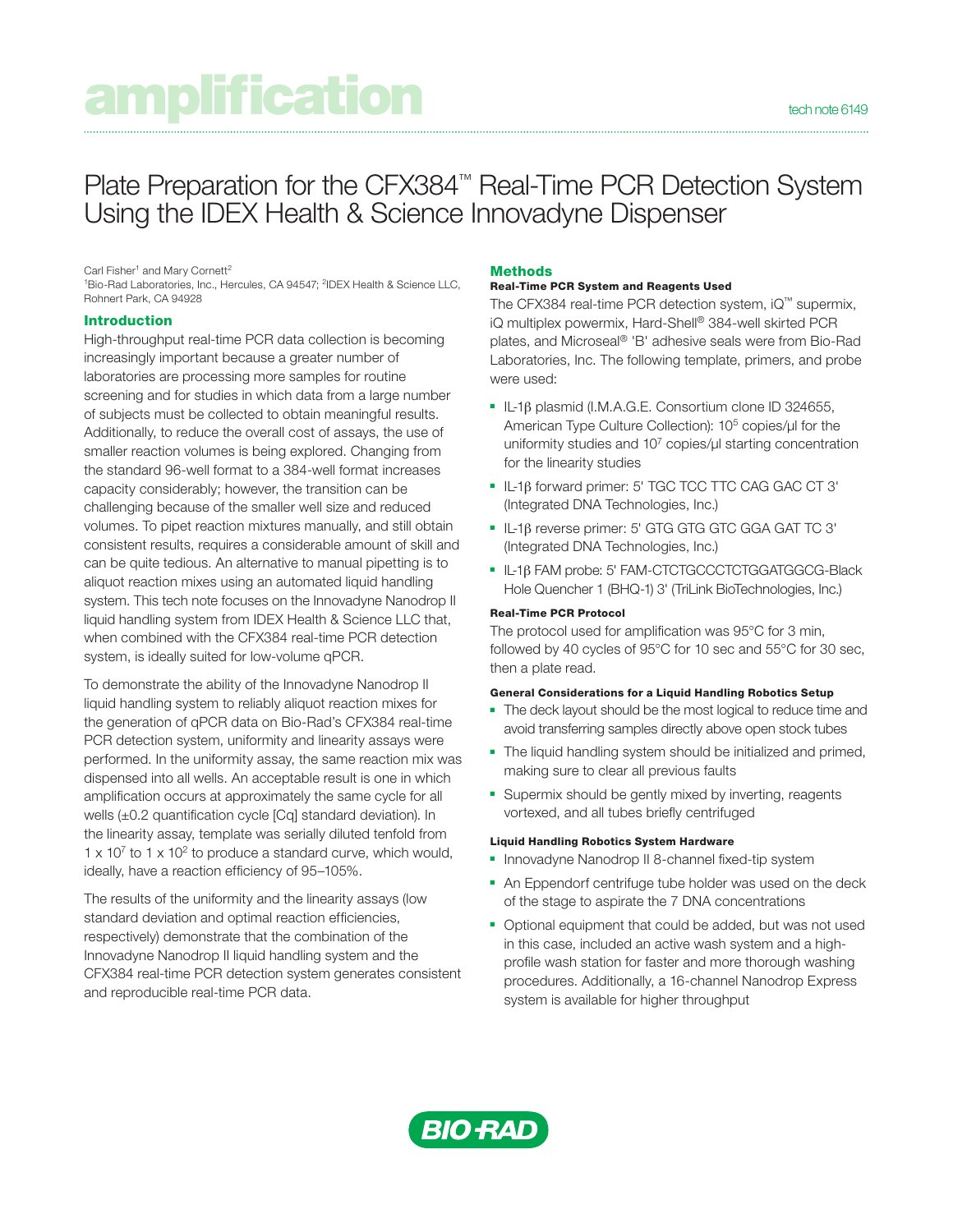amplification

tech note 6149

# Plate Preparation for the CFX384™ Real-Time PCR Detection System Using the IDEX Health & Science Innovadyne Dispenser

Carl Fisher[1] and Mary Cornett[2]

[1]Bio-Rad Laboratories, Inc., Hercules, CA 94547; [2]IDEX Health & Science LLC, Rohnert Park, CA 94928

## Introduction

High-throughput real-time PCR data collection is becoming increasingly important because a greater number of laboratories are processing more samples for routine screening and for studies in which data from a large number of subjects must be collected to obtain meaningful results. Additionally, to reduce the overall cost of assays, the use of smaller reaction volumes is being explored. Changing from the standard 96-well format to a 384-well format increases capacity considerably; however, the transition can be challenging because of the smaller well size and reduced volumes. To pipet reaction mixtures manually, and still obtain consistent results, requires a considerable amount of skill and can be quite tedious. An alternative to manual pipetting is to aliquot reaction mixes using an automated liquid handling system. This tech note focuses on the Innovadyne Nanodrop II liquid handling system from IDEX Health & Science LLC that, when combined with the CFX384 real-time PCR detection system, is ideally suited for low-volume qPCR.

To demonstrate the ability of the Innovadyne Nanodrop II liquid handling system to reliably aliquot reaction mixes for the generation of qPCR data on Bio-Rad's CFX384 real-time PCR detection system, uniformity and linearity assays were performed. In the uniformity assay, the same reaction mix was dispensed into all wells. An acceptable result is one in which amplification occurs at approximately the same cycle for all wells (±0.2 quantification cycle [Cq] standard deviation). In the linearity assay, template was serially diluted tenfold from $1 \times 10^7$ to $1 \times 10^2$ to produce a standard curve, which would, ideally, have a reaction efficiency of 95–105%.

The results of the uniformity and the linearity assays (low standard deviation and optimal reaction efficiencies, respectively) demonstrate that the combination of the Innovadyne Nanodrop II liquid handling system and the CFX384 real-time PCR detection system generates consistent and reproducible real-time PCR data.

## Methods

### Real-Time PCR System and Reagents Used

The CFX384 real-time PCR detection system, iQ™ supermix, iQ multiplex powermix, Hard-Shell® 384-well skirted PCR plates, and Microseal® 'B' adhesive seals were from Bio-Rad Laboratories, Inc. The following template, primers, and probe were used:

- IL-1β plasmid (I.M.A.G.E. Consortium clone ID 324655, American Type Culture Collection): $10^5$ copies/µl for the uniformity studies and $10^7$ copies/µl starting concentration for the linearity studies
- IL-1β forward primer: 5' TGC TCC TTC CAG GAC CT 3' (Integrated DNA Technologies, Inc.)
- IL-1β reverse primer: 5' GTG GTG GTC GGA GAT TC 3' (Integrated DNA Technologies, Inc.)
- IL-1β FAM probe: 5' FAM-CTCTGCCCTCTGGATGGCG-Black Hole Quencher 1 (BHQ-1) 3' (TriLink BioTechnologies, Inc.)

### Real-Time PCR Protocol

The protocol used for amplification was 95°C for 3 min, followed by 40 cycles of 95°C for 10 sec and 55°C for 30 sec, then a plate read.

### General Considerations for a Liquid Handling Robotics Setup

- The deck layout should be the most logical to reduce time and avoid transferring samples directly above open stock tubes
- The liquid handling system should be initialized and primed, making sure to clear all previous faults
- Supermix should be gently mixed by inverting, reagents vortexed, and all tubes briefly centrifuged

### Liquid Handling Robotics System Hardware

- Innovadyne Nanodrop II 8-channel fixed-tip system
- An Eppendorf centrifuge tube holder was used on the deck of the stage to aspirate the 7 DNA concentrations
- Optional equipment that could be added, but was not used in this case, included an active wash system and a high-profile wash station for faster and more thorough washing procedures. Additionally, a 16-channel Nanodrop Express system is available for higher throughput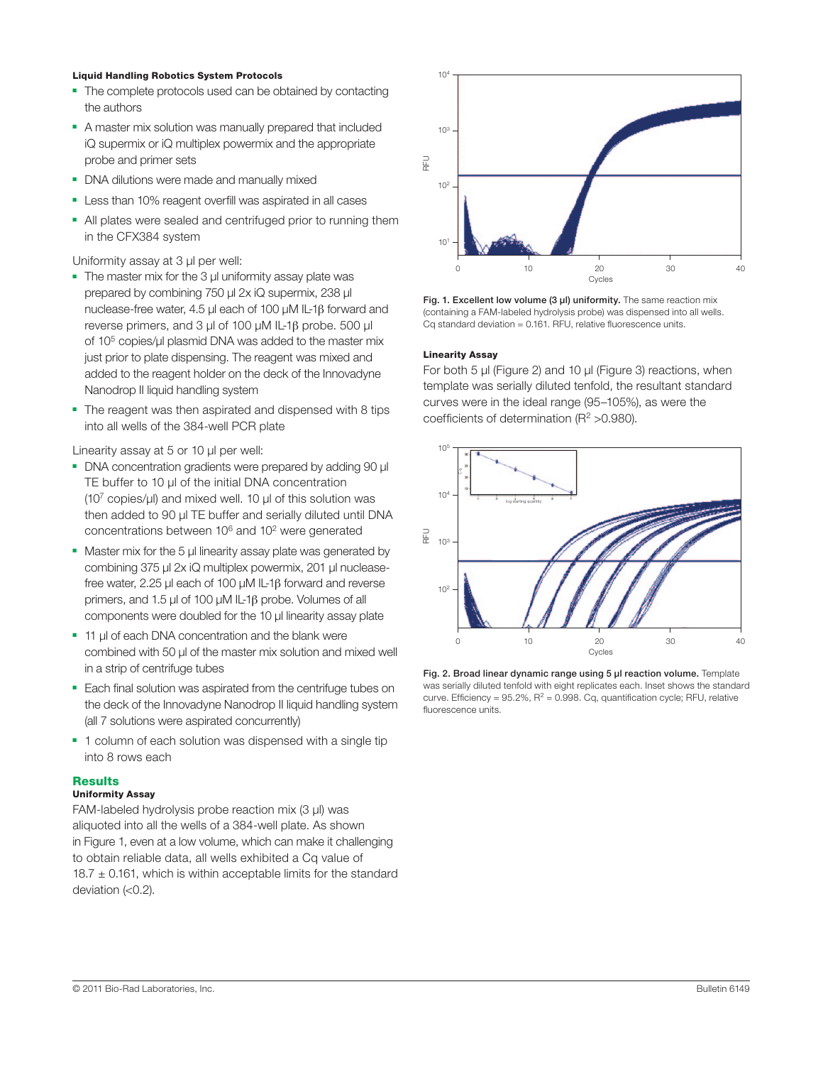### Liquid Handling Robotics System Protocols

- The complete protocols used can be obtained by contacting the authors
- A master mix solution was manually prepared that included iQ supermix or iQ multiplex powermix and the appropriate probe and primer sets
- DNA dilutions were made and manually mixed
- Less than 10% reagent overfill was aspirated in all cases
- All plates were sealed and centrifuged prior to running them in the CFX384 system

Uniformity assay at 3 µl per well:

- The master mix for the 3 µl uniformity assay plate was prepared by combining 750 µl 2x iQ supermix, 238 µl nuclease-free water, 4.5 µl each of 100 µM IL-1β forward and reverse primers, and 3 µl of 100 µM IL-1β probe. 500 µl of $10^5$ copies/µl plasmid DNA was added to the master mix just prior to plate dispensing. The reagent was mixed and added to the reagent holder on the deck of the Innovadyne Nanodrop II liquid handling system
- The reagent was then aspirated and dispensed with 8 tips into all wells of the 384-well PCR plate

Linearity assay at 5 or 10 µl per well:

- DNA concentration gradients were prepared by adding 90 µl TE buffer to 10 µl of the initial DNA concentration ($10^7$ copies/µl) and mixed well. 10 µl of this solution was then added to 90 µl TE buffer and serially diluted until DNA concentrations between $10^6$ and $10^2$ were generated
- Master mix for the 5 µl linearity assay plate was generated by combining 375 µl 2x iQ multiplex powermix, 201 µl nuclease-free water, 2.25 µl each of 100 µM IL-1β forward and reverse primers, and 1.5 µl of 100 µM IL-1β probe. Volumes of all components were doubled for the 10 µl linearity assay plate
- 11 µl of each DNA concentration and the blank were combined with 50 µl of the master mix solution and mixed well in a strip of centrifuge tubes
- Each final solution was aspirated from the centrifuge tubes on the deck of the Innovadyne Nanodrop II liquid handling system (all 7 solutions were aspirated concurrently)
- 1 column of each solution was dispensed with a single tip into 8 rows each

## Results

### Uniformity Assay

FAM-labeled hydrolysis probe reaction mix (3 µl) was aliquoted into all the wells of a 384-well plate. As shown in Figure 1, even at a low volume, which can make it challenging to obtain reliable data, all wells exhibited a Cq value of 18.7 ± 0.161, which is within acceptable limits for the standard deviation (<0.2).

**Fig. 1. Excellent low volume (3 µl) uniformity.** The same reaction mix (containing a FAM-labeled hydrolysis probe) was dispensed into all wells. Cq standard deviation = 0.161. RFU, relative fluorescence units.

### Linearity Assay

For both 5 µl (Figure 2) and 10 µl (Figure 3) reactions, when template was serially diluted tenfold, the resultant standard curves were in the ideal range (95–105%), as were the coefficients of determination ($R^2$ >0.980).

**Fig. 2. Broad linear dynamic range using 5 µl reaction volume.** Template was serially diluted tenfold with eight replicates each. Inset shows the standard curve. Efficiency = 95.2%, $R^2$ = 0.998. Cq, quantification cycle; RFU, relative fluorescence units.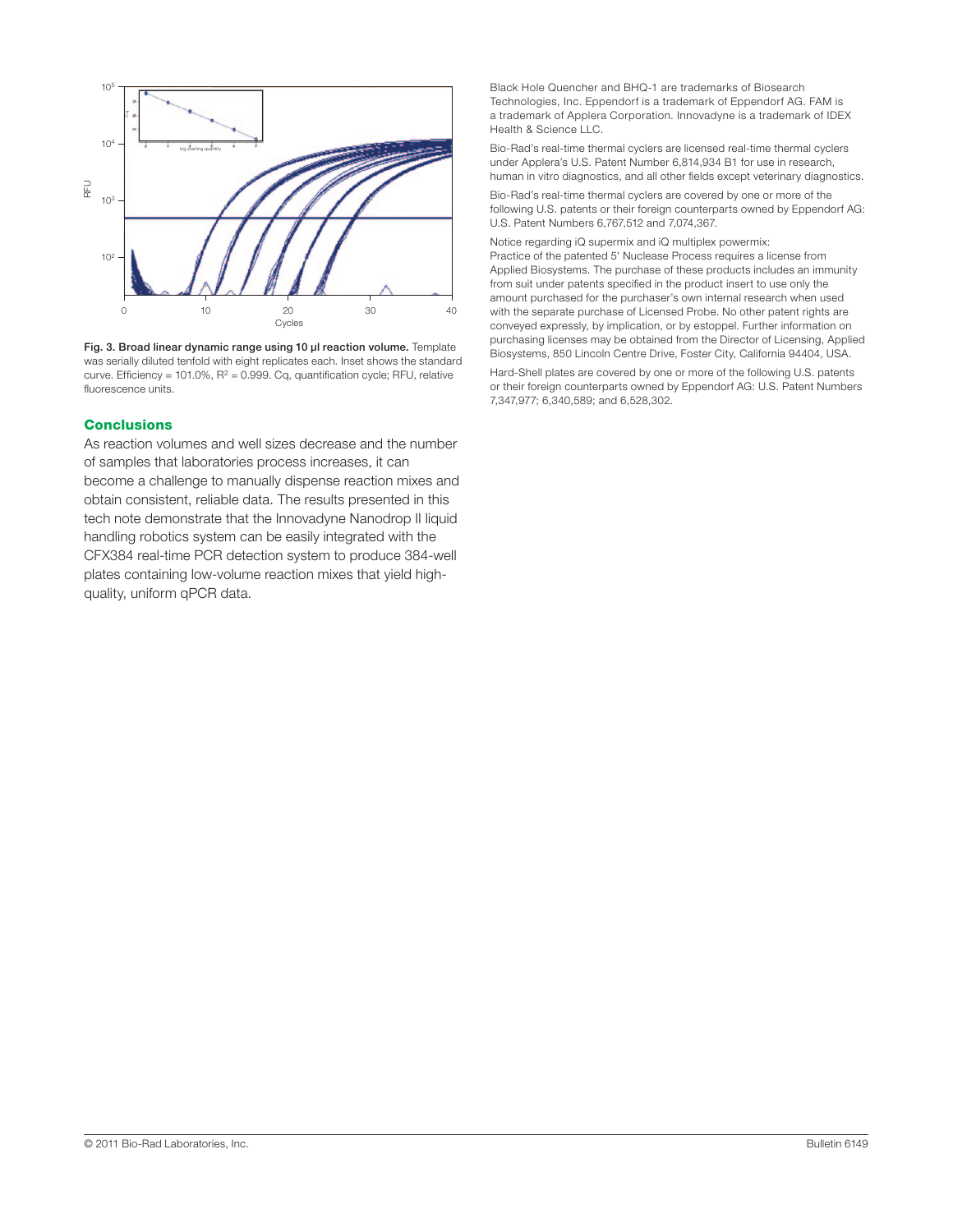**Fig. 3. Broad linear dynamic range using 10 µl reaction volume.** Template was serially diluted tenfold with eight replicates each. Inset shows the standard curve. Efficiency = 101.0%, $R^2$ = 0.999. Cq, quantification cycle; RFU, relative fluorescence units.

## Conclusions

As reaction volumes and well sizes decrease and the number of samples that laboratories process increases, it can become a challenge to manually dispense reaction mixes and obtain consistent, reliable data. The results presented in this tech note demonstrate that the Innovadyne Nanodrop II liquid handling robotics system can be easily integrated with the CFX384 real-time PCR detection system to produce 384-well plates containing low-volume reaction mixes that yield high-quality, uniform qPCR data.

Black Hole Quencher and BHQ-1 are trademarks of Biosearch Technologies, Inc. Eppendorf is a trademark of Eppendorf AG. FAM is a trademark of Applera Corporation. Innovadyne is a trademark of IDEX Health & Science LLC.

Bio-Rad's real-time thermal cyclers are licensed real-time thermal cyclers under Applera's U.S. Patent Number 6,814,934 B1 for use in research, human in vitro diagnostics, and all other fields except veterinary diagnostics.

Bio-Rad's real-time thermal cyclers are covered by one or more of the following U.S. patents or their foreign counterparts owned by Eppendorf AG: U.S. Patent Numbers 6,767,512 and 7,074,367.

Notice regarding iQ supermix and iQ multiplex powermix:
Practice of the patented 5' Nuclease Process requires a license from Applied Biosystems. The purchase of these products includes an immunity from suit under patents specified in the product insert to use only the amount purchased for the purchaser's own internal research when used with the separate purchase of Licensed Probe. No other patent rights are conveyed expressly, by implication, or by estoppel. Further information on purchasing licenses may be obtained from the Director of Licensing, Applied Biosystems, 850 Lincoln Centre Drive, Foster City, California 94404, USA.

Hard-Shell plates are covered by one or more of the following U.S. patents or their foreign counterparts owned by Eppendorf AG: U.S. Patent Numbers 7,347,977; 6,340,589; and 6,528,302.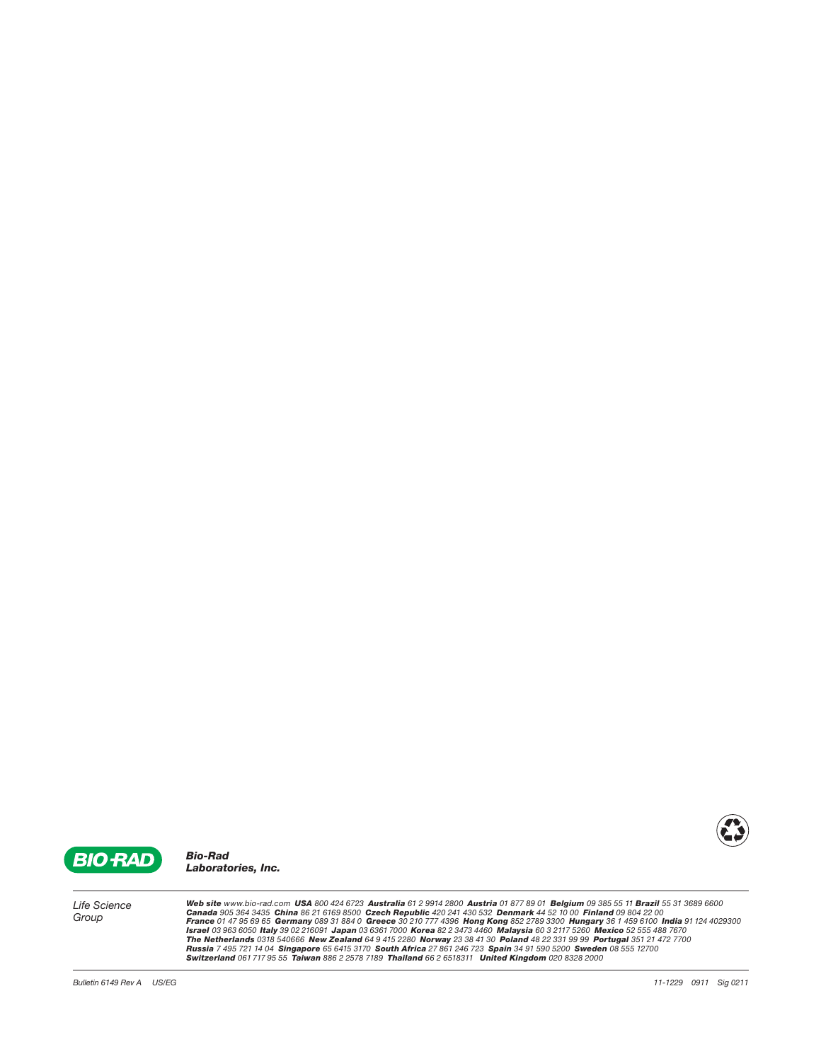**BIO-RAD**

***Bio-Rad Laboratories, Inc.***

*Life Science Group*

***Web site*** *www.bio-rad.com* ***USA*** *800 424 6723* ***Australia*** *61 2 9914 2800* ***Austria*** *01 877 89 01* ***Belgium*** *09 385 55 11* ***Brazil*** *55 31 3689 6600* ***Canada*** *905 364 3435* ***China*** *86 21 6169 8500* ***Czech Republic*** *420 241 430 532* ***Denmark*** *44 52 10 00* ***Finland*** *09 804 22 00* ***France*** *01 47 95 69 65* ***Germany*** *089 31 884 0* ***Greece*** *30 210 777 4396* ***Hong Kong*** *852 2789 3300* ***Hungary*** *36 1 459 6100* ***India*** *91 124 4029300* ***Israel*** *03 963 6050* ***Italy*** *39 02 216091* ***Japan*** *03 6361 7000* ***Korea*** *82 2 3473 4460* ***Malaysia*** *60 3 2117 5260* ***Mexico*** *52 555 488 7670* ***The Netherlands*** *0318 540666* ***New Zealand*** *64 9 415 2280* ***Norway*** *23 38 41 30* ***Poland*** *48 22 331 99 99* ***Portugal*** *351 21 472 7700* ***Russia*** *7 495 721 14 04* ***Singapore*** *65 6415 3170* ***South Africa*** *27 861 246 723* ***Spain*** *34 91 590 5200* ***Sweden*** *08 555 12700* ***Switzerland*** *061 717 95 55* ***Taiwan*** *886 2 2578 7189* ***Thailand*** *66 2 6518311* ***United Kingdom*** *020 8328 2000*

*Bulletin 6149 Rev A US/EG* *11-1229 0911 Sig 0211*